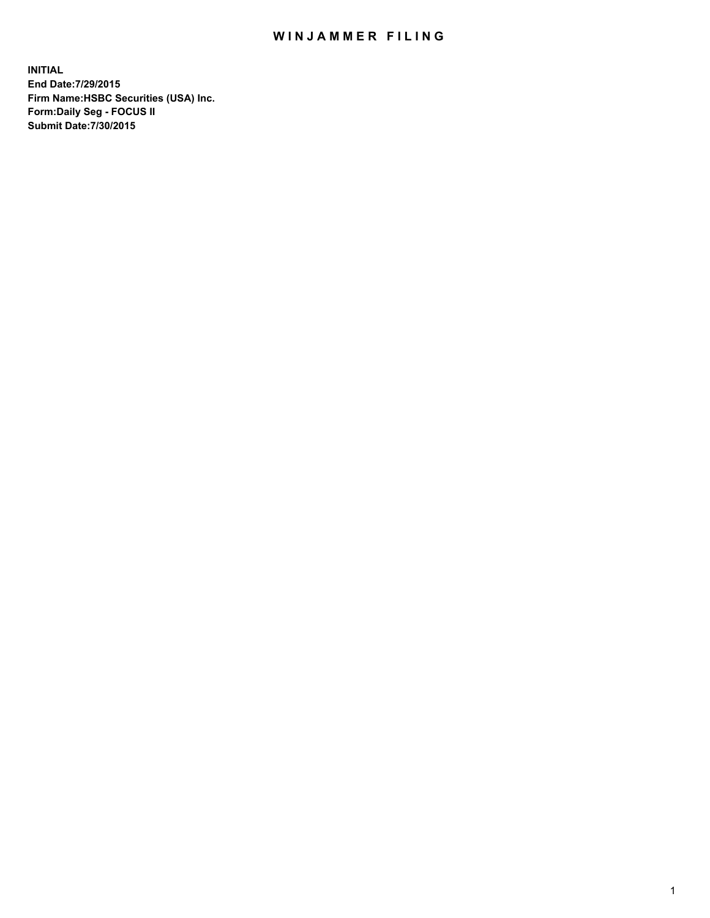# WINJAMMER FILING

**INITIAL**
**End Date:7/29/2015**
**Firm Name:HSBC Securities (USA) Inc.**
**Form:Daily Seg - FOCUS II**
**Submit Date:7/30/2015**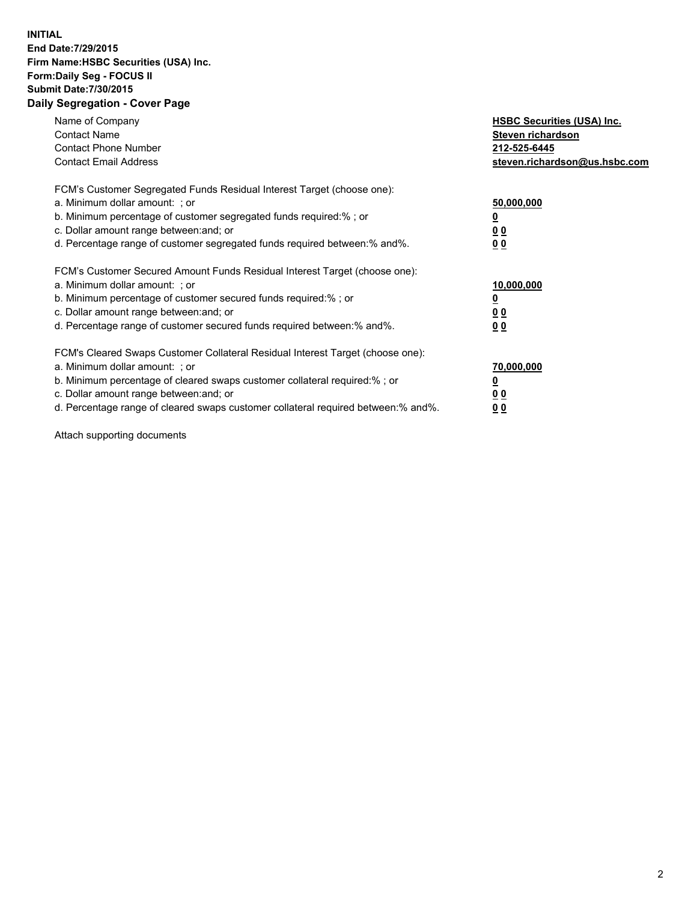**INITIAL**
**End Date:7/29/2015**
**Firm Name:HSBC Securities (USA) Inc.**
**Form:Daily Seg - FOCUS II**
**Submit Date:7/30/2015**

## Daily Segregation - Cover Page

| | |
|---|---|
| Name of Company | **HSBC Securities (USA) Inc.** |
| Contact Name | **Steven richardson** |
| Contact Phone Number | **212-525-6445** |
| Contact Email Address | **steven.richardson@us.hsbc.com** |

| | |
|---|---|
| FCM's Customer Segregated Funds Residual Interest Target (choose one): | |
| a. Minimum dollar amount: ; or | **50,000,000** |
| b. Minimum percentage of customer segregated funds required:% ; or | **0** |
| c. Dollar amount range between:and; or | **0 0** |
| d. Percentage range of customer segregated funds required between:% and%. | **0 0** |

| | |
|---|---|
| FCM's Customer Secured Amount Funds Residual Interest Target (choose one): | |
| a. Minimum dollar amount: ; or | **10,000,000** |
| b. Minimum percentage of customer secured funds required:% ; or | **0** |
| c. Dollar amount range between:and; or | **0 0** |
| d. Percentage range of customer secured funds required between:% and%. | **0 0** |

| | |
|---|---|
| FCM's Cleared Swaps Customer Collateral Residual Interest Target (choose one): | |
| a. Minimum dollar amount: ; or | **70,000,000** |
| b. Minimum percentage of cleared swaps customer collateral required:% ; or | **0** |
| c. Dollar amount range between:and; or | **0 0** |
| d. Percentage range of cleared swaps customer collateral required between:% and%. | **0 0** |

Attach supporting documents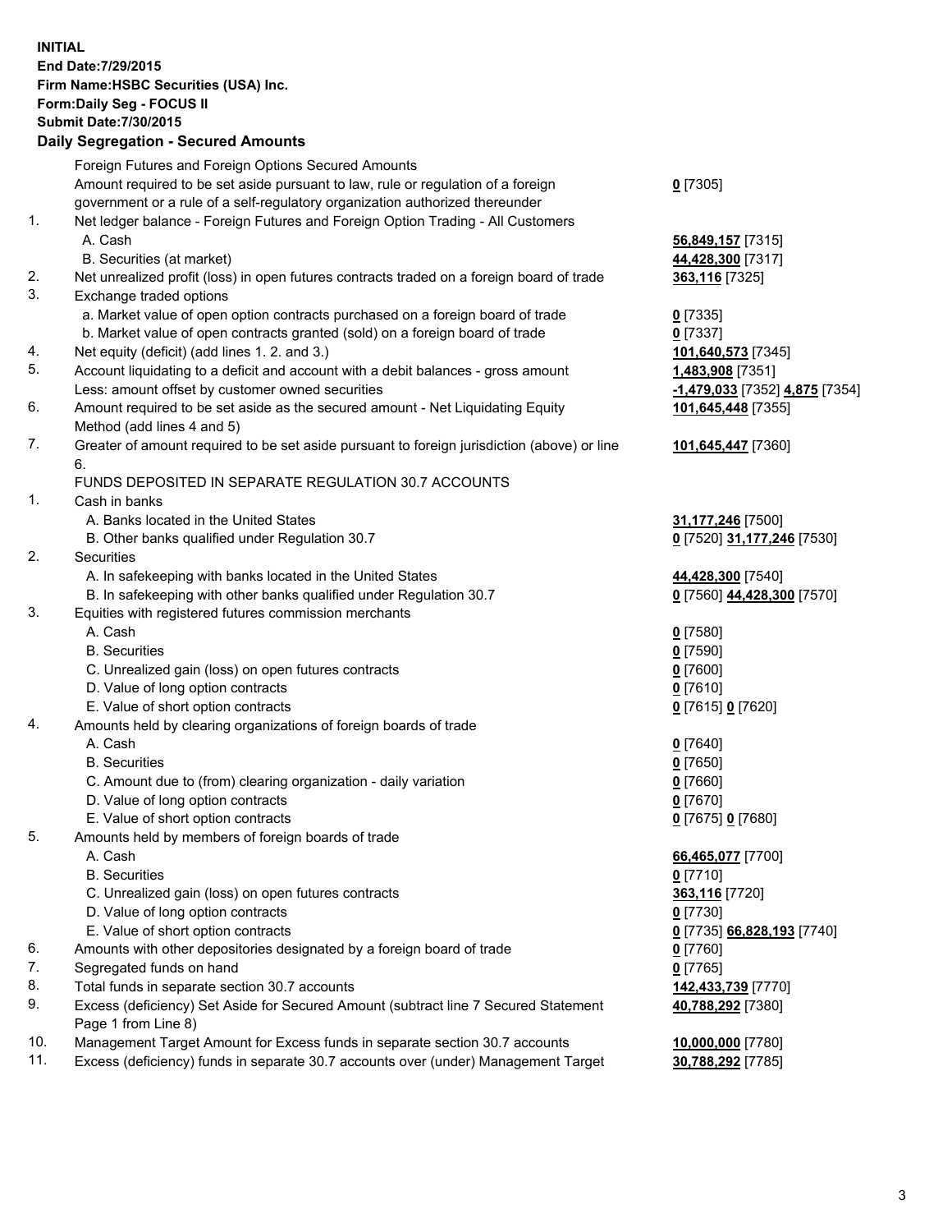**INITIAL**
**End Date:7/29/2015**
**Firm Name:HSBC Securities (USA) Inc.**
**Form:Daily Seg - FOCUS II**
**Submit Date:7/30/2015**

**Daily Segregation - Secured Amounts**

| | | |
|---|---|---|
| | Foreign Futures and Foreign Options Secured Amounts | |
| | Amount required to be set aside pursuant to law, rule or regulation of a foreign government or a rule of a self-regulatory organization authorized thereunder | **0** [7305] |
| 1. | Net ledger balance - Foreign Futures and Foreign Option Trading - All Customers | |
| | A. Cash | **56,849,157** [7315] |
| | B. Securities (at market) | **44,428,300** [7317] |
| 2. | Net unrealized profit (loss) in open futures contracts traded on a foreign board of trade | **363,116** [7325] |
| 3. | Exchange traded options | |
| | a. Market value of open option contracts purchased on a foreign board of trade | **0** [7335] |
| | b. Market value of open contracts granted (sold) on a foreign board of trade | **0** [7337] |
| 4. | Net equity (deficit) (add lines 1. 2. and 3.) | **101,640,573** [7345] |
| 5. | Account liquidating to a deficit and account with a debit balances - gross amount | **1,483,908** [7351] |
| | Less: amount offset by customer owned securities | **-1,479,033** [7352] **4,875** [7354] |
| 6. | Amount required to be set aside as the secured amount - Net Liquidating Equity Method (add lines 4 and 5) | **101,645,448** [7355] |
| 7. | Greater of amount required to be set aside pursuant to foreign jurisdiction (above) or line 6. | **101,645,447** [7360] |
| | FUNDS DEPOSITED IN SEPARATE REGULATION 30.7 ACCOUNTS | |
| 1. | Cash in banks | |
| | A. Banks located in the United States | **31,177,246** [7500] |
| | B. Other banks qualified under Regulation 30.7 | **0** [7520] **31,177,246** [7530] |
| 2. | Securities | |
| | A. In safekeeping with banks located in the United States | **44,428,300** [7540] |
| | B. In safekeeping with other banks qualified under Regulation 30.7 | **0** [7560] **44,428,300** [7570] |
| 3. | Equities with registered futures commission merchants | |
| | A. Cash | **0** [7580] |
| | B. Securities | **0** [7590] |
| | C. Unrealized gain (loss) on open futures contracts | **0** [7600] |
| | D. Value of long option contracts | **0** [7610] |
| | E. Value of short option contracts | **0** [7615] **0** [7620] |
| 4. | Amounts held by clearing organizations of foreign boards of trade | |
| | A. Cash | **0** [7640] |
| | B. Securities | **0** [7650] |
| | C. Amount due to (from) clearing organization - daily variation | **0** [7660] |
| | D. Value of long option contracts | **0** [7670] |
| | E. Value of short option contracts | **0** [7675] **0** [7680] |
| 5. | Amounts held by members of foreign boards of trade | |
| | A. Cash | **66,465,077** [7700] |
| | B. Securities | **0** [7710] |
| | C. Unrealized gain (loss) on open futures contracts | **363,116** [7720] |
| | D. Value of long option contracts | **0** [7730] |
| | E. Value of short option contracts | **0** [7735] **66,828,193** [7740] |
| 6. | Amounts with other depositories designated by a foreign board of trade | **0** [7760] |
| 7. | Segregated funds on hand | **0** [7765] |
| 8. | Total funds in separate section 30.7 accounts | **142,433,739** [7770] |
| 9. | Excess (deficiency) Set Aside for Secured Amount (subtract line 7 Secured Statement Page 1 from Line 8) | **40,788,292** [7380] |
| 10. | Management Target Amount for Excess funds in separate section 30.7 accounts | **10,000,000** [7780] |
| 11. | Excess (deficiency) funds in separate 30.7 accounts over (under) Management Target | **30,788,292** [7785] |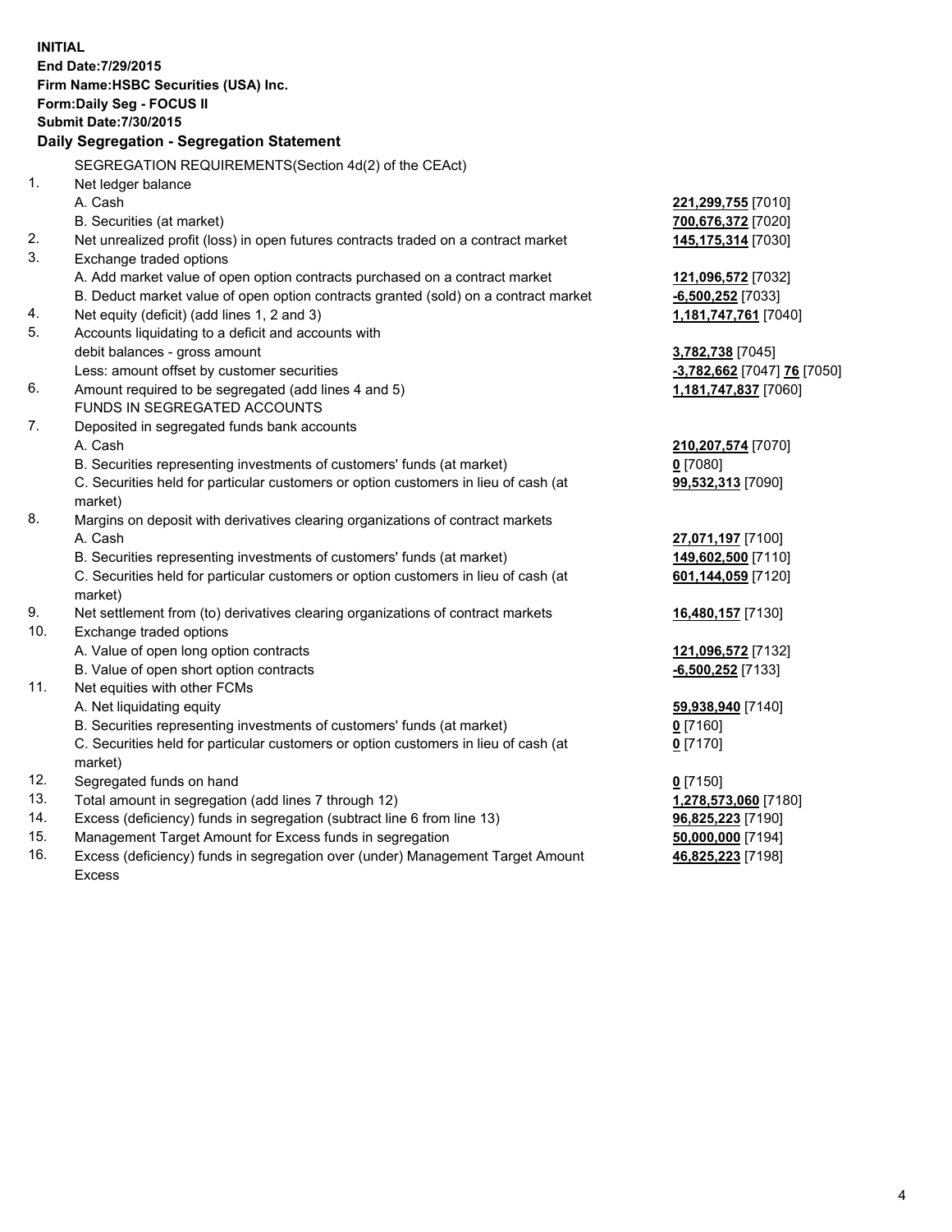**INITIAL**
**End Date:7/29/2015**
**Firm Name:HSBC Securities (USA) Inc.**
**Form:Daily Seg - FOCUS II**
**Submit Date:7/30/2015**

**Daily Segregation - Segregation Statement**

SEGREGATION REQUIREMENTS(Section 4d(2) of the CEAct)

| | | |
|---|---|---|
| 1. | Net ledger balance | |
| | A. Cash | **221,299,755** [7010] |
| | B. Securities (at market) | **700,676,372** [7020] |
| 2. | Net unrealized profit (loss) in open futures contracts traded on a contract market | **145,175,314** [7030] |
| 3. | Exchange traded options | |
| | A. Add market value of open option contracts purchased on a contract market | **121,096,572** [7032] |
| | B. Deduct market value of open option contracts granted (sold) on a contract market | **-6,500,252** [7033] |
| 4. | Net equity (deficit) (add lines 1, 2 and 3) | **1,181,747,761** [7040] |
| 5. | Accounts liquidating to a deficit and accounts with | |
| | debit balances - gross amount | **3,782,738** [7045] |
| | Less: amount offset by customer securities | **-3,782,662** [7047] **76** [7050] |
| 6. | Amount required to be segregated (add lines 4 and 5) | **1,181,747,837** [7060] |
| | FUNDS IN SEGREGATED ACCOUNTS | |
| 7. | Deposited in segregated funds bank accounts | |
| | A. Cash | **210,207,574** [7070] |
| | B. Securities representing investments of customers' funds (at market) | **0** [7080] |
| | C. Securities held for particular customers or option customers in lieu of cash (at market) | **99,532,313** [7090] |
| 8. | Margins on deposit with derivatives clearing organizations of contract markets | |
| | A. Cash | **27,071,197** [7100] |
| | B. Securities representing investments of customers' funds (at market) | **149,602,500** [7110] |
| | C. Securities held for particular customers or option customers in lieu of cash (at market) | **601,144,059** [7120] |
| 9. | Net settlement from (to) derivatives clearing organizations of contract markets | **16,480,157** [7130] |
| 10. | Exchange traded options | |
| | A. Value of open long option contracts | **121,096,572** [7132] |
| | B. Value of open short option contracts | **-6,500,252** [7133] |
| 11. | Net equities with other FCMs | |
| | A. Net liquidating equity | **59,938,940** [7140] |
| | B. Securities representing investments of customers' funds (at market) | **0** [7160] |
| | C. Securities held for particular customers or option customers in lieu of cash (at market) | **0** [7170] |
| 12. | Segregated funds on hand | **0** [7150] |
| 13. | Total amount in segregation (add lines 7 through 12) | **1,278,573,060** [7180] |
| 14. | Excess (deficiency) funds in segregation (subtract line 6 from line 13) | **96,825,223** [7190] |
| 15. | Management Target Amount for Excess funds in segregation | **50,000,000** [7194] |
| 16. | Excess (deficiency) funds in segregation over (under) Management Target Amount Excess | **46,825,223** [7198] |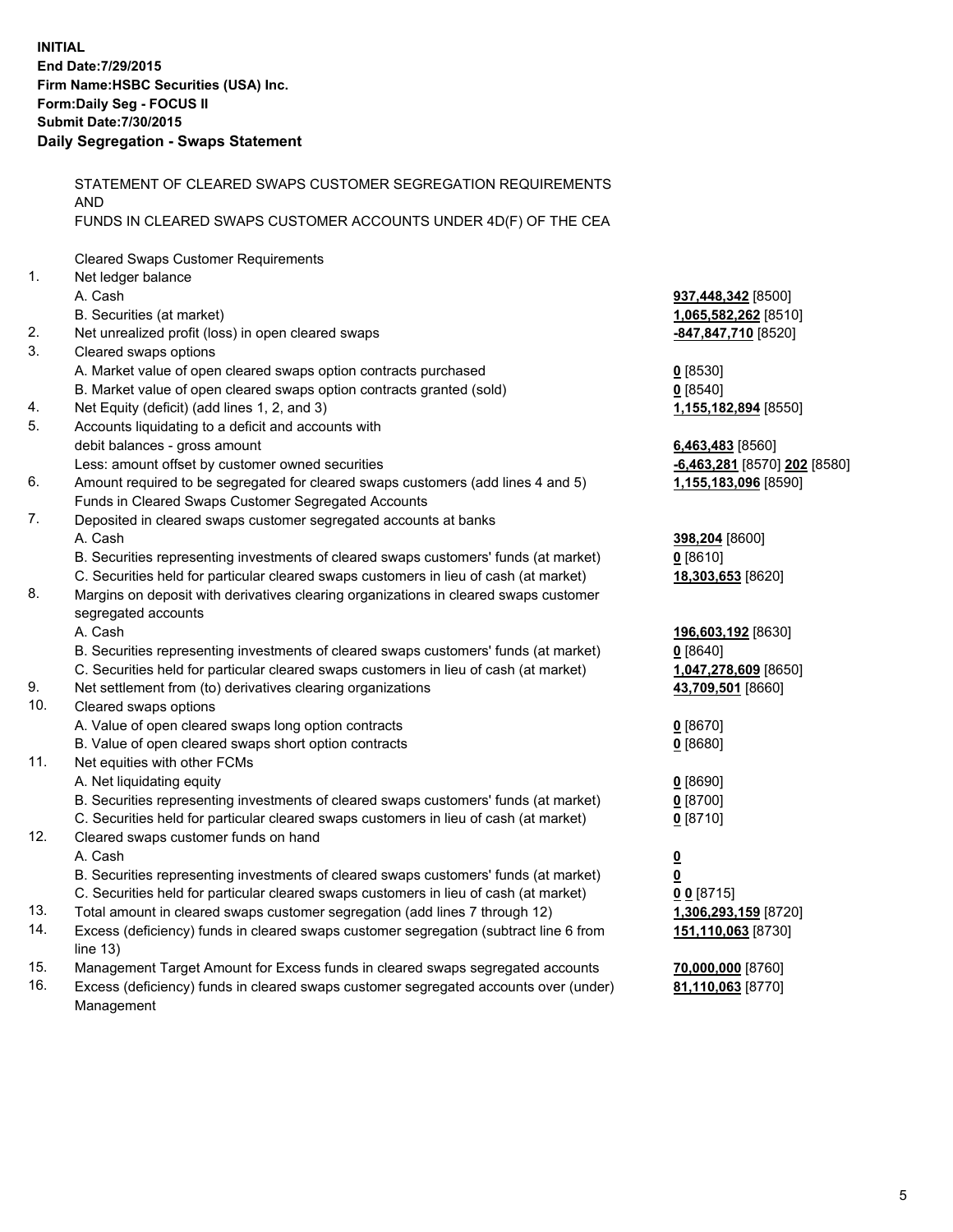**INITIAL**
**End Date:7/29/2015**
**Firm Name:HSBC Securities (USA) Inc.**
**Form:Daily Seg - FOCUS II**
**Submit Date:7/30/2015**
**Daily Segregation - Swaps Statement**

STATEMENT OF CLEARED SWAPS CUSTOMER SEGREGATION REQUIREMENTS AND FUNDS IN CLEARED SWAPS CUSTOMER ACCOUNTS UNDER 4D(F) OF THE CEA

| | | |
|---|---|---|
| | Cleared Swaps Customer Requirements | |
| 1. | Net ledger balance | |
| | A. Cash | **937,448,342** [8500] |
| | B. Securities (at market) | **1,065,582,262** [8510] |
| 2. | Net unrealized profit (loss) in open cleared swaps | **-847,847,710** [8520] |
| 3. | Cleared swaps options | |
| | A. Market value of open cleared swaps option contracts purchased | **0** [8530] |
| | B. Market value of open cleared swaps option contracts granted (sold) | **0** [8540] |
| 4. | Net Equity (deficit) (add lines 1, 2, and 3) | **1,155,182,894** [8550] |
| 5. | Accounts liquidating to a deficit and accounts with debit balances - gross amount | **6,463,483** [8560] |
| | Less: amount offset by customer owned securities | **-6,463,281** [8570] **202** [8580] |
| 6. | Amount required to be segregated for cleared swaps customers (add lines 4 and 5) | **1,155,183,096** [8590] |
| | Funds in Cleared Swaps Customer Segregated Accounts | |
| 7. | Deposited in cleared swaps customer segregated accounts at banks | |
| | A. Cash | **398,204** [8600] |
| | B. Securities representing investments of cleared swaps customers' funds (at market) | **0** [8610] |
| | C. Securities held for particular cleared swaps customers in lieu of cash (at market) | **18,303,653** [8620] |
| 8. | Margins on deposit with derivatives clearing organizations in cleared swaps customer segregated accounts | |
| | A. Cash | **196,603,192** [8630] |
| | B. Securities representing investments of cleared swaps customers' funds (at market) | **0** [8640] |
| | C. Securities held for particular cleared swaps customers in lieu of cash (at market) | **1,047,278,609** [8650] |
| 9. | Net settlement from (to) derivatives clearing organizations | **43,709,501** [8660] |
| 10. | Cleared swaps options | |
| | A. Value of open cleared swaps long option contracts | **0** [8670] |
| | B. Value of open cleared swaps short option contracts | **0** [8680] |
| 11. | Net equities with other FCMs | |
| | A. Net liquidating equity | **0** [8690] |
| | B. Securities representing investments of cleared swaps customers' funds (at market) | **0** [8700] |
| | C. Securities held for particular cleared swaps customers in lieu of cash (at market) | **0** [8710] |
| 12. | Cleared swaps customer funds on hand | |
| | A. Cash | **0** |
| | B. Securities representing investments of cleared swaps customers' funds (at market) | **0** |
| | C. Securities held for particular cleared swaps customers in lieu of cash (at market) | **0** **0** [8715] |
| 13. | Total amount in cleared swaps customer segregation (add lines 7 through 12) | **1,306,293,159** [8720] |
| 14. | Excess (deficiency) funds in cleared swaps customer segregation (subtract line 6 from line 13) | **151,110,063** [8730] |
| 15. | Management Target Amount for Excess funds in cleared swaps segregated accounts | **70,000,000** [8760] |
| 16. | Excess (deficiency) funds in cleared swaps customer segregated accounts over (under) Management | **81,110,063** [8770] |